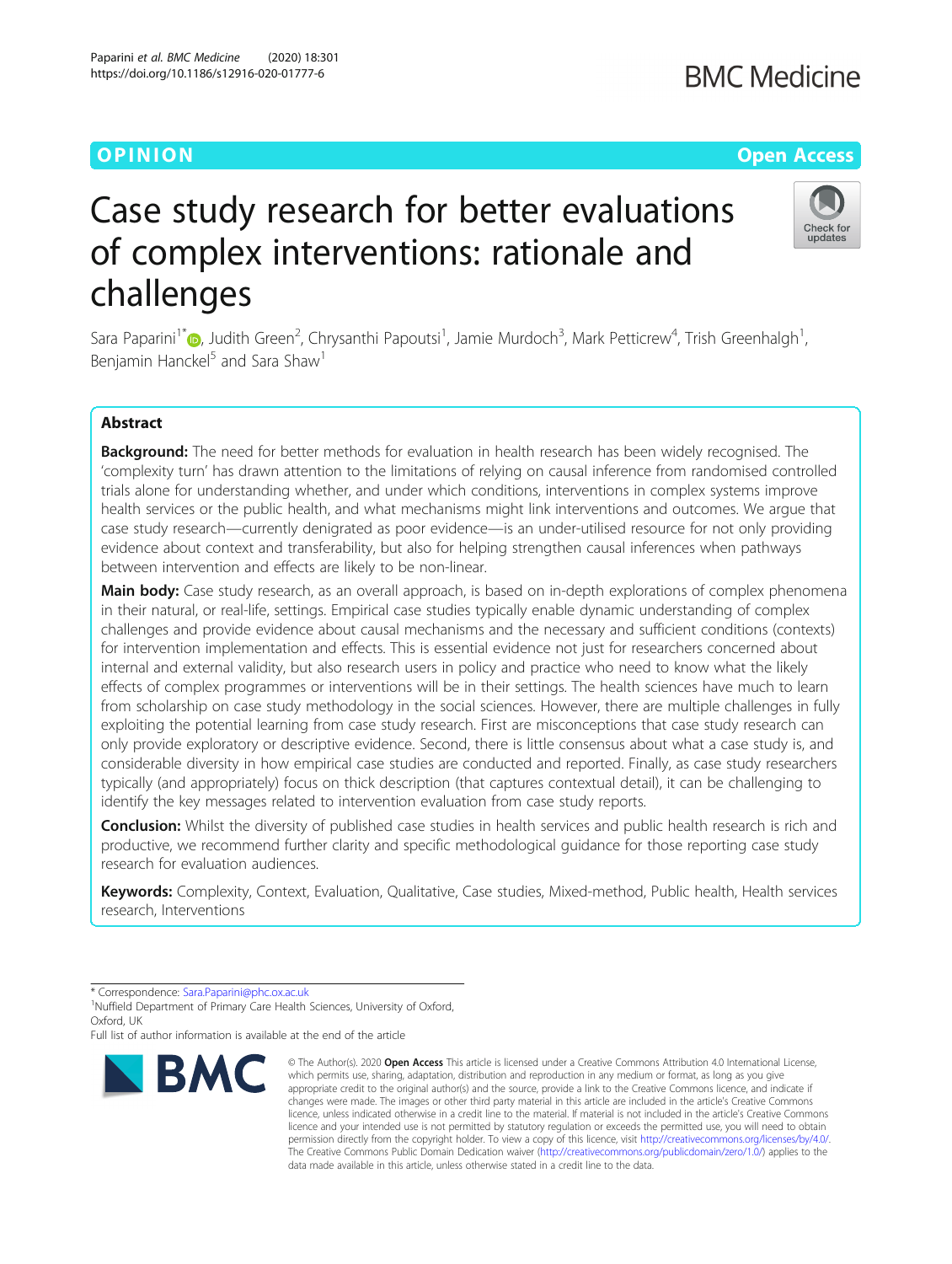OPINION

Open Access

# Case study research for better evaluations of complex interventions: rationale and challenges

Sara Paparini[1*], Judith Green[2], Chrysanthi Papoutsi[1], Jamie Murdoch[3], Mark Petticrew[4], Trish Greenhalgh[1], Benjamin Hanckel[5] and Sara Shaw[1]

## Abstract

**Background:** The need for better methods for evaluation in health research has been widely recognised. The 'complexity turn' has drawn attention to the limitations of relying on causal inference from randomised controlled trials alone for understanding whether, and under which conditions, interventions in complex systems improve health services or the public health, and what mechanisms might link interventions and outcomes. We argue that case study research—currently denigrated as poor evidence—is an under-utilised resource for not only providing evidence about context and transferability, but also for helping strengthen causal inferences when pathways between intervention and effects are likely to be non-linear.

**Main body:** Case study research, as an overall approach, is based on in-depth explorations of complex phenomena in their natural, or real-life, settings. Empirical case studies typically enable dynamic understanding of complex challenges and provide evidence about causal mechanisms and the necessary and sufficient conditions (contexts) for intervention implementation and effects. This is essential evidence not just for researchers concerned about internal and external validity, but also research users in policy and practice who need to know what the likely effects of complex programmes or interventions will be in their settings. The health sciences have much to learn from scholarship on case study methodology in the social sciences. However, there are multiple challenges in fully exploiting the potential learning from case study research. First are misconceptions that case study research can only provide exploratory or descriptive evidence. Second, there is little consensus about what a case study is, and considerable diversity in how empirical case studies are conducted and reported. Finally, as case study researchers typically (and appropriately) focus on thick description (that captures contextual detail), it can be challenging to identify the key messages related to intervention evaluation from case study reports.

**Conclusion:** Whilst the diversity of published case studies in health services and public health research is rich and productive, we recommend further clarity and specific methodological guidance for those reporting case study research for evaluation audiences.

**Keywords:** Complexity, Context, Evaluation, Qualitative, Case studies, Mixed-method, Public health, Health services research, Interventions

---

* Correspondence: Sara.Paparini@phc.ox.ac.uk
[1]Nuffield Department of Primary Care Health Sciences, University of Oxford, Oxford, UK
Full list of author information is available at the end of the article

© The Author(s). 2020 **Open Access** This article is licensed under a Creative Commons Attribution 4.0 International License, which permits use, sharing, adaptation, distribution and reproduction in any medium or format, as long as you give appropriate credit to the original author(s) and the source, provide a link to the Creative Commons licence, and indicate if changes were made. The images or other third party material in this article are included in the article's Creative Commons licence, unless indicated otherwise in a credit line to the material. If material is not included in the article's Creative Commons licence and your intended use is not permitted by statutory regulation or exceeds the permitted use, you will need to obtain permission directly from the copyright holder. To view a copy of this licence, visit http://creativecommons.org/licenses/by/4.0/. The Creative Commons Public Domain Dedication waiver (http://creativecommons.org/publicdomain/zero/1.0/) applies to the data made available in this article, unless otherwise stated in a credit line to the data.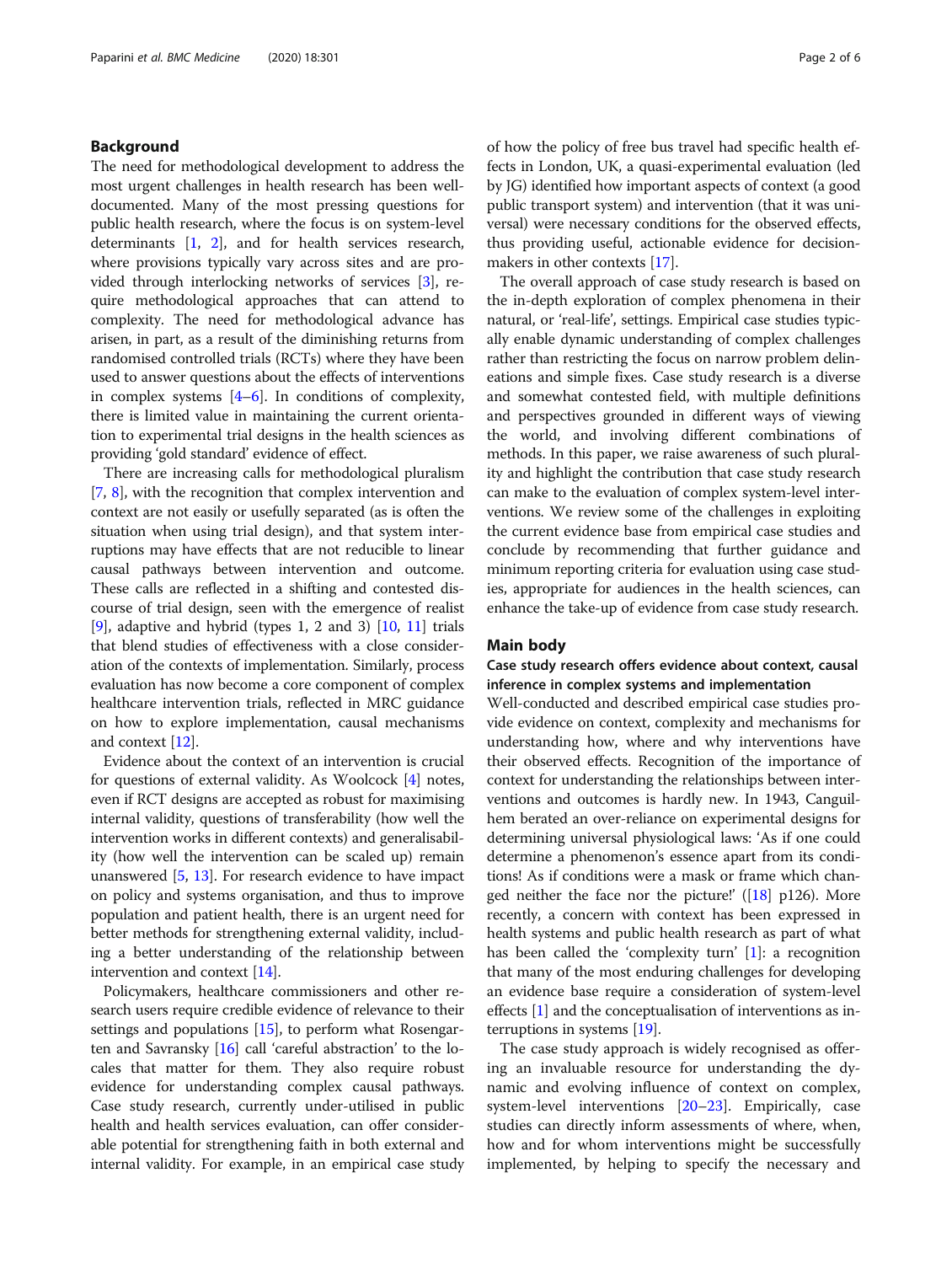## Background

The need for methodological development to address the most urgent challenges in health research has been well-documented. Many of the most pressing questions for public health research, where the focus is on system-level determinants [1, 2], and for health services research, where provisions typically vary across sites and are provided through interlocking networks of services [3], require methodological approaches that can attend to complexity. The need for methodological advance has arisen, in part, as a result of the diminishing returns from randomised controlled trials (RCTs) where they have been used to answer questions about the effects of interventions in complex systems [4–6]. In conditions of complexity, there is limited value in maintaining the current orientation to experimental trial designs in the health sciences as providing 'gold standard' evidence of effect.

There are increasing calls for methodological pluralism [7, 8], with the recognition that complex intervention and context are not easily or usefully separated (as is often the situation when using trial design), and that system interruptions may have effects that are not reducible to linear causal pathways between intervention and outcome. These calls are reflected in a shifting and contested discourse of trial design, seen with the emergence of realist [9], adaptive and hybrid (types 1, 2 and 3) [10, 11] trials that blend studies of effectiveness with a close consideration of the contexts of implementation. Similarly, process evaluation has now become a core component of complex healthcare intervention trials, reflected in MRC guidance on how to explore implementation, causal mechanisms and context [12].

Evidence about the context of an intervention is crucial for questions of external validity. As Woolcock [4] notes, even if RCT designs are accepted as robust for maximising internal validity, questions of transferability (how well the intervention works in different contexts) and generalisability (how well the intervention can be scaled up) remain unanswered [5, 13]. For research evidence to have impact on policy and systems organisation, and thus to improve population and patient health, there is an urgent need for better methods for strengthening external validity, including a better understanding of the relationship between intervention and context [14].

Policymakers, healthcare commissioners and other research users require credible evidence of relevance to their settings and populations [15], to perform what Rosengarten and Savransky [16] call 'careful abstraction' to the locales that matter for them. They also require robust evidence for understanding complex causal pathways. Case study research, currently under-utilised in public health and health services evaluation, can offer considerable potential for strengthening faith in both external and internal validity. For example, in an empirical case study of how the policy of free bus travel had specific health effects in London, UK, a quasi-experimental evaluation (led by JG) identified how important aspects of context (a good public transport system) and intervention (that it was universal) were necessary conditions for the observed effects, thus providing useful, actionable evidence for decision-makers in other contexts [17].

The overall approach of case study research is based on the in-depth exploration of complex phenomena in their natural, or 'real-life', settings. Empirical case studies typically enable dynamic understanding of complex challenges rather than restricting the focus on narrow problem delineations and simple fixes. Case study research is a diverse and somewhat contested field, with multiple definitions and perspectives grounded in different ways of viewing the world, and involving different combinations of methods. In this paper, we raise awareness of such plurality and highlight the contribution that case study research can make to the evaluation of complex system-level interventions. We review some of the challenges in exploiting the current evidence base from empirical case studies and conclude by recommending that further guidance and minimum reporting criteria for evaluation using case studies, appropriate for audiences in the health sciences, can enhance the take-up of evidence from case study research.

## Main body

### Case study research offers evidence about context, causal inference in complex systems and implementation

Well-conducted and described empirical case studies provide evidence on context, complexity and mechanisms for understanding how, where and why interventions have their observed effects. Recognition of the importance of context for understanding the relationships between interventions and outcomes is hardly new. In 1943, Canguilhem berated an over-reliance on experimental designs for determining universal physiological laws: 'As if one could determine a phenomenon's essence apart from its conditions! As if conditions were a mask or frame which changed neither the face nor the picture!' ([18] p126). More recently, a concern with context has been expressed in health systems and public health research as part of what has been called the 'complexity turn' [1]: a recognition that many of the most enduring challenges for developing an evidence base require a consideration of system-level effects [1] and the conceptualisation of interventions as interruptions in systems [19].

The case study approach is widely recognised as offering an invaluable resource for understanding the dynamic and evolving influence of context on complex, system-level interventions [20–23]. Empirically, case studies can directly inform assessments of where, when, how and for whom interventions might be successfully implemented, by helping to specify the necessary and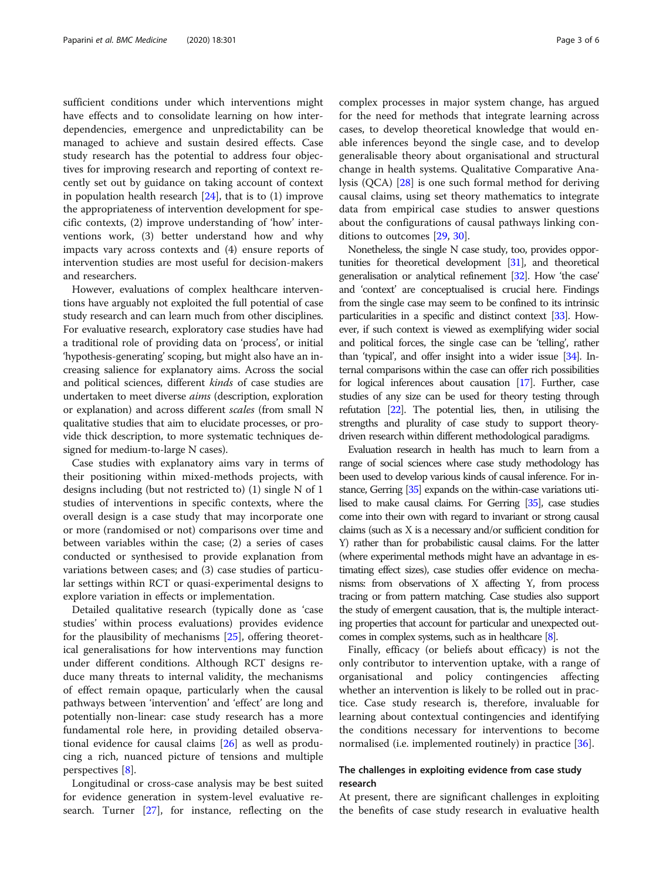sufficient conditions under which interventions might have effects and to consolidate learning on how interdependencies, emergence and unpredictability can be managed to achieve and sustain desired effects. Case study research has the potential to address four objectives for improving research and reporting of context recently set out by guidance on taking account of context in population health research [24], that is to (1) improve the appropriateness of intervention development for specific contexts, (2) improve understanding of 'how' interventions work, (3) better understand how and why impacts vary across contexts and (4) ensure reports of intervention studies are most useful for decision-makers and researchers.

However, evaluations of complex healthcare interventions have arguably not exploited the full potential of case study research and can learn much from other disciplines. For evaluative research, exploratory case studies have had a traditional role of providing data on 'process', or initial 'hypothesis-generating' scoping, but might also have an increasing salience for explanatory aims. Across the social and political sciences, different *kinds* of case studies are undertaken to meet diverse *aims* (description, exploration or explanation) and across different *scales* (from small N qualitative studies that aim to elucidate processes, or provide thick description, to more systematic techniques designed for medium-to-large N cases).

Case studies with explanatory aims vary in terms of their positioning within mixed-methods projects, with designs including (but not restricted to) (1) single N of 1 studies of interventions in specific contexts, where the overall design is a case study that may incorporate one or more (randomised or not) comparisons over time and between variables within the case; (2) a series of cases conducted or synthesised to provide explanation from variations between cases; and (3) case studies of particular settings within RCT or quasi-experimental designs to explore variation in effects or implementation.

Detailed qualitative research (typically done as 'case studies' within process evaluations) provides evidence for the plausibility of mechanisms [25], offering theoretical generalisations for how interventions may function under different conditions. Although RCT designs reduce many threats to internal validity, the mechanisms of effect remain opaque, particularly when the causal pathways between 'intervention' and 'effect' are long and potentially non-linear: case study research has a more fundamental role here, in providing detailed observational evidence for causal claims [26] as well as producing a rich, nuanced picture of tensions and multiple perspectives [8].

Longitudinal or cross-case analysis may be best suited for evidence generation in system-level evaluative research. Turner [27], for instance, reflecting on the complex processes in major system change, has argued for the need for methods that integrate learning across cases, to develop theoretical knowledge that would enable inferences beyond the single case, and to develop generalisable theory about organisational and structural change in health systems. Qualitative Comparative Analysis (QCA) [28] is one such formal method for deriving causal claims, using set theory mathematics to integrate data from empirical case studies to answer questions about the configurations of causal pathways linking conditions to outcomes [29, 30].

Nonetheless, the single N case study, too, provides opportunities for theoretical development [31], and theoretical generalisation or analytical refinement [32]. How 'the case' and 'context' are conceptualised is crucial here. Findings from the single case may seem to be confined to its intrinsic particularities in a specific and distinct context [33]. However, if such context is viewed as exemplifying wider social and political forces, the single case can be 'telling', rather than 'typical', and offer insight into a wider issue [34]. Internal comparisons within the case can offer rich possibilities for logical inferences about causation [17]. Further, case studies of any size can be used for theory testing through refutation [22]. The potential lies, then, in utilising the strengths and plurality of case study to support theory-driven research within different methodological paradigms.

Evaluation research in health has much to learn from a range of social sciences where case study methodology has been used to develop various kinds of causal inference. For instance, Gerring [35] expands on the within-case variations utilised to make causal claims. For Gerring [35], case studies come into their own with regard to invariant or strong causal claims (such as X is a necessary and/or sufficient condition for Y) rather than for probabilistic causal claims. For the latter (where experimental methods might have an advantage in estimating effect sizes), case studies offer evidence on mechanisms: from observations of X affecting Y, from process tracing or from pattern matching. Case studies also support the study of emergent causation, that is, the multiple interacting properties that account for particular and unexpected outcomes in complex systems, such as in healthcare [8].

Finally, efficacy (or beliefs about efficacy) is not the only contributor to intervention uptake, with a range of organisational and policy contingencies affecting whether an intervention is likely to be rolled out in practice. Case study research is, therefore, invaluable for learning about contextual contingencies and identifying the conditions necessary for interventions to become normalised (i.e. implemented routinely) in practice [36].

## The challenges in exploiting evidence from case study research

At present, there are significant challenges in exploiting the benefits of case study research in evaluative health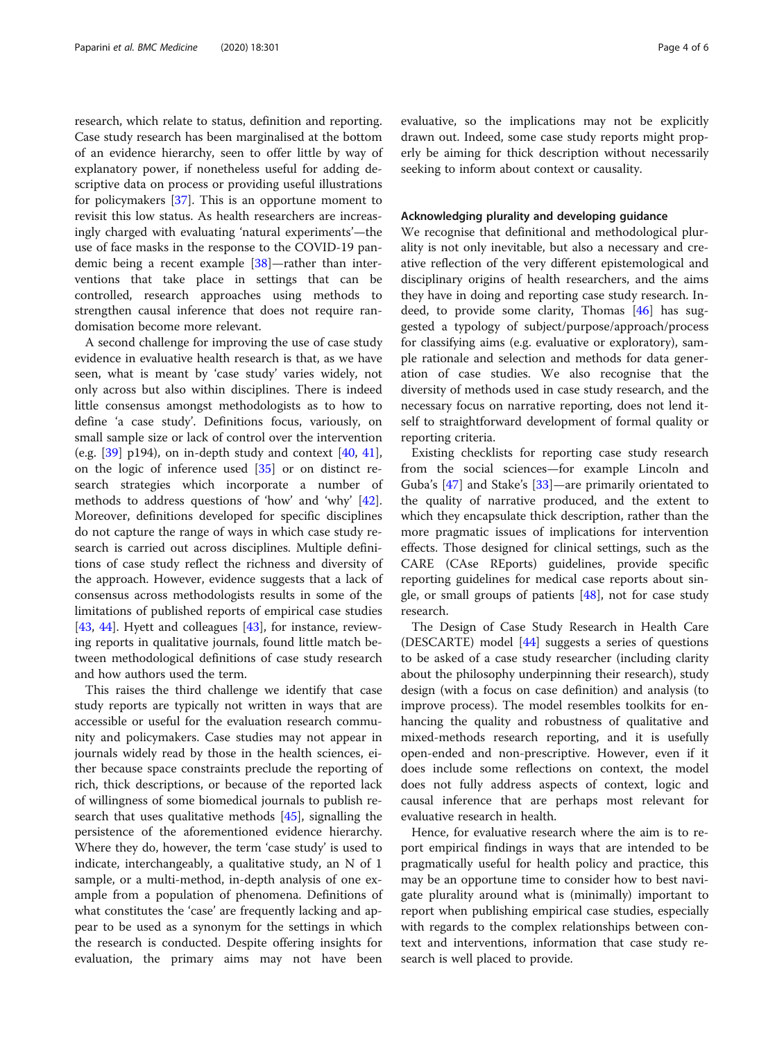research, which relate to status, definition and reporting. Case study research has been marginalised at the bottom of an evidence hierarchy, seen to offer little by way of explanatory power, if nonetheless useful for adding descriptive data on process or providing useful illustrations for policymakers [37]. This is an opportune moment to revisit this low status. As health researchers are increasingly charged with evaluating 'natural experiments'—the use of face masks in the response to the COVID-19 pandemic being a recent example [38]—rather than interventions that take place in settings that can be controlled, research approaches using methods to strengthen causal inference that does not require randomisation become more relevant.

A second challenge for improving the use of case study evidence in evaluative health research is that, as we have seen, what is meant by 'case study' varies widely, not only across but also within disciplines. There is indeed little consensus amongst methodologists as to how to define 'a case study'. Definitions focus, variously, on small sample size or lack of control over the intervention (e.g. [39] p194), on in-depth study and context [40, 41], on the logic of inference used [35] or on distinct research strategies which incorporate a number of methods to address questions of 'how' and 'why' [42]. Moreover, definitions developed for specific disciplines do not capture the range of ways in which case study research is carried out across disciplines. Multiple definitions of case study reflect the richness and diversity of the approach. However, evidence suggests that a lack of consensus across methodologists results in some of the limitations of published reports of empirical case studies [43, 44]. Hyett and colleagues [43], for instance, reviewing reports in qualitative journals, found little match between methodological definitions of case study research and how authors used the term.

This raises the third challenge we identify that case study reports are typically not written in ways that are accessible or useful for the evaluation research community and policymakers. Case studies may not appear in journals widely read by those in the health sciences, either because space constraints preclude the reporting of rich, thick descriptions, or because of the reported lack of willingness of some biomedical journals to publish research that uses qualitative methods [45], signalling the persistence of the aforementioned evidence hierarchy. Where they do, however, the term 'case study' is used to indicate, interchangeably, a qualitative study, an N of 1 sample, or a multi-method, in-depth analysis of one example from a population of phenomena. Definitions of what constitutes the 'case' are frequently lacking and appear to be used as a synonym for the settings in which the research is conducted. Despite offering insights for evaluation, the primary aims may not have been evaluative, so the implications may not be explicitly drawn out. Indeed, some case study reports might properly be aiming for thick description without necessarily seeking to inform about context or causality.

## Acknowledging plurality and developing guidance

We recognise that definitional and methodological plurality is not only inevitable, but also a necessary and creative reflection of the very different epistemological and disciplinary origins of health researchers, and the aims they have in doing and reporting case study research. Indeed, to provide some clarity, Thomas [46] has suggested a typology of subject/purpose/approach/process for classifying aims (e.g. evaluative or exploratory), sample rationale and selection and methods for data generation of case studies. We also recognise that the diversity of methods used in case study research, and the necessary focus on narrative reporting, does not lend itself to straightforward development of formal quality or reporting criteria.

Existing checklists for reporting case study research from the social sciences—for example Lincoln and Guba's [47] and Stake's [33]—are primarily orientated to the quality of narrative produced, and the extent to which they encapsulate thick description, rather than the more pragmatic issues of implications for intervention effects. Those designed for clinical settings, such as the CARE (CAse REports) guidelines, provide specific reporting guidelines for medical case reports about single, or small groups of patients [48], not for case study research.

The Design of Case Study Research in Health Care (DESCARTE) model [44] suggests a series of questions to be asked of a case study researcher (including clarity about the philosophy underpinning their research), study design (with a focus on case definition) and analysis (to improve process). The model resembles toolkits for enhancing the quality and robustness of qualitative and mixed-methods research reporting, and it is usefully open-ended and non-prescriptive. However, even if it does include some reflections on context, the model does not fully address aspects of context, logic and causal inference that are perhaps most relevant for evaluative research in health.

Hence, for evaluative research where the aim is to report empirical findings in ways that are intended to be pragmatically useful for health policy and practice, this may be an opportune time to consider how to best navigate plurality around what is (minimally) important to report when publishing empirical case studies, especially with regards to the complex relationships between context and interventions, information that case study research is well placed to provide.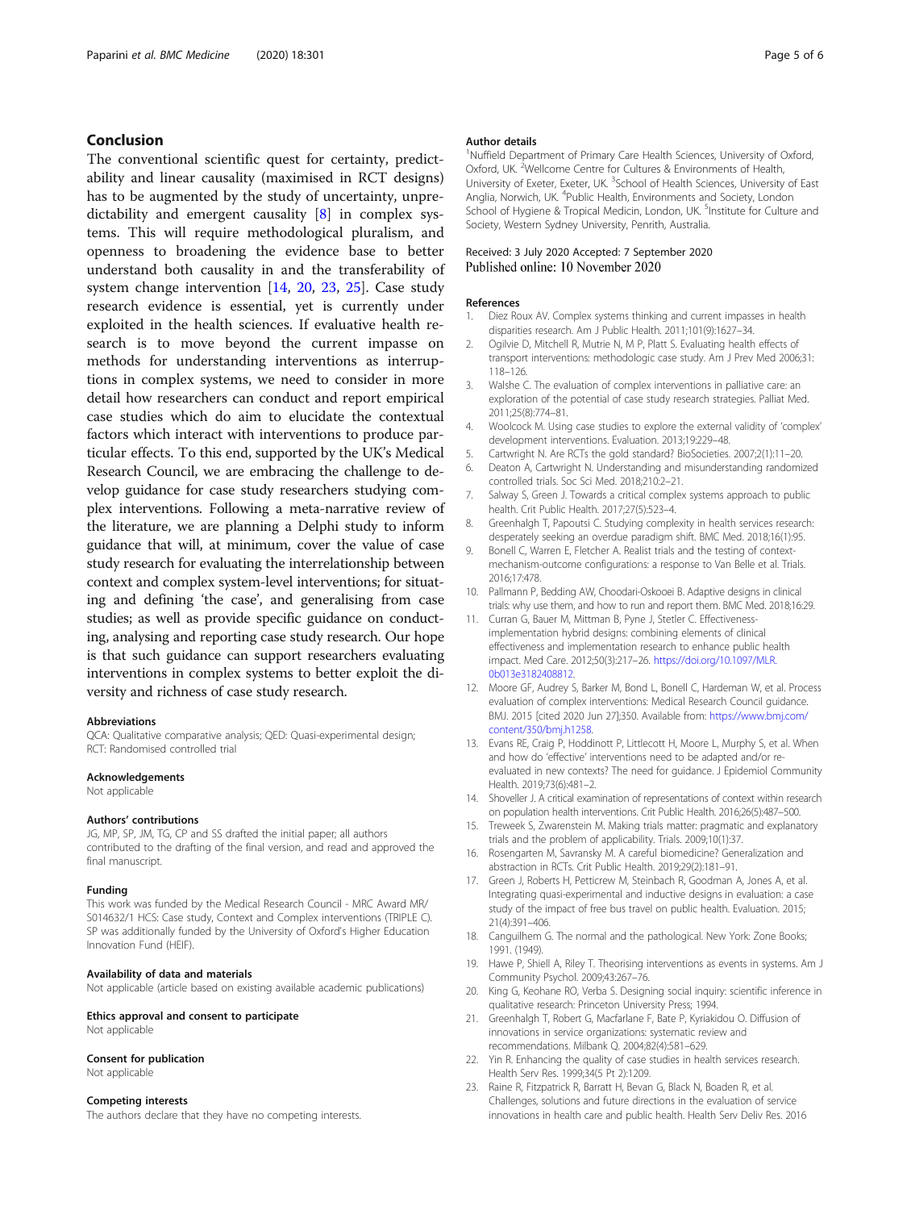## Conclusion

The conventional scientific quest for certainty, predictability and linear causality (maximised in RCT designs) has to be augmented by the study of uncertainty, unpredictability and emergent causality [8] in complex systems. This will require methodological pluralism, and openness to broadening the evidence base to better understand both causality in and the transferability of system change intervention [14, 20, 23, 25]. Case study research evidence is essential, yet is currently under exploited in the health sciences. If evaluative health research is to move beyond the current impasse on methods for understanding interventions as interruptions in complex systems, we need to consider in more detail how researchers can conduct and report empirical case studies which do aim to elucidate the contextual factors which interact with interventions to produce particular effects. To this end, supported by the UK's Medical Research Council, we are embracing the challenge to develop guidance for case study researchers studying complex interventions. Following a meta-narrative review of the literature, we are planning a Delphi study to inform guidance that will, at minimum, cover the value of case study research for evaluating the interrelationship between context and complex system-level interventions; for situating and defining 'the case', and generalising from case studies; as well as provide specific guidance on conducting, analysing and reporting case study research. Our hope is that such guidance can support researchers evaluating interventions in complex systems to better exploit the diversity and richness of case study research.

### Abbreviations

QCA: Qualitative comparative analysis; QED: Quasi-experimental design; RCT: Randomised controlled trial

### Acknowledgements

Not applicable

### Authors' contributions

JG, MP, SP, JM, TG, CP and SS drafted the initial paper; all authors contributed to the drafting of the final version, and read and approved the final manuscript.

### Funding

This work was funded by the Medical Research Council - MRC Award MR/S014632/1 HCS: Case study, Context and Complex interventions (TRIPLE C). SP was additionally funded by the University of Oxford's Higher Education Innovation Fund (HEIF).

### Availability of data and materials

Not applicable (article based on existing available academic publications)

### Ethics approval and consent to participate

Not applicable

### Consent for publication

Not applicable

### Competing interests

The authors declare that they have no competing interests.

### Author details

[1]Nuffield Department of Primary Care Health Sciences, University of Oxford, Oxford, UK. [2]Wellcome Centre for Cultures & Environments of Health, University of Exeter, Exeter, UK. [3]School of Health Sciences, University of East Anglia, Norwich, UK. [4]Public Health, Environments and Society, London School of Hygiene & Tropical Medicin, London, UK. [5]Institute for Culture and Society, Western Sydney University, Penrith, Australia.

Received: 3 July 2020 Accepted: 7 September 2020
Published online: 10 November 2020

### References

1. Diez Roux AV. Complex systems thinking and current impasses in health disparities research. Am J Public Health. 2011;101(9):1627–34.
2. Ogilvie D, Mitchell R, Mutrie N, M P, Platt S. Evaluating health effects of transport interventions: methodologic case study. Am J Prev Med 2006;31: 118–126.
3. Walshe C. The evaluation of complex interventions in palliative care: an exploration of the potential of case study research strategies. Palliat Med. 2011;25(8):774–81.
4. Woolcock M. Using case studies to explore the external validity of 'complex' development interventions. Evaluation. 2013;19:229–48.
5. Cartwright N. Are RCTs the gold standard? BioSocieties. 2007;2(1):11–20.
6. Deaton A, Cartwright N. Understanding and misunderstanding randomized controlled trials. Soc Sci Med. 2018;210:2–21.
7. Salway S, Green J. Towards a critical complex systems approach to public health. Crit Public Health. 2017;27(5):523–4.
8. Greenhalgh T, Papoutsi C. Studying complexity in health services research: desperately seeking an overdue paradigm shift. BMC Med. 2018;16(1):95.
9. Bonell C, Warren E, Fletcher A. Realist trials and the testing of context-mechanism-outcome configurations: a response to Van Belle et al. Trials. 2016;17:478.
10. Pallmann P, Bedding AW, Choodari-Oskooei B. Adaptive designs in clinical trials: why use them, and how to run and report them. BMC Med. 2018;16:29.
11. Curran G, Bauer M, Mittman B, Pyne J, Stetler C. Effectiveness-implementation hybrid designs: combining elements of clinical effectiveness and implementation research to enhance public health impact. Med Care. 2012;50(3):217–26. https://doi.org/10.1097/MLR.0b013e3182408812.
12. Moore GF, Audrey S, Barker M, Bond L, Bonell C, Hardeman W, et al. Process evaluation of complex interventions: Medical Research Council guidance. BMJ. 2015 [cited 2020 Jun 27];350. Available from: https://www.bmj.com/content/350/bmj.h1258.
13. Evans RE, Craig P, Hoddinott P, Littlecott H, Moore L, Murphy S, et al. When and how do 'effective' interventions need to be adapted and/or re-evaluated in new contexts? The need for guidance. J Epidemiol Community Health. 2019;73(6):481–2.
14. Shoveller J. A critical examination of representations of context within research on population health interventions. Crit Public Health. 2016;26(5):487–500.
15. Treweek S, Zwarenstein M. Making trials matter: pragmatic and explanatory trials and the problem of applicability. Trials. 2009;10(1):37.
16. Rosengarten M, Savransky M. A careful biomedicine? Generalization and abstraction in RCTs. Crit Public Health. 2019;29(2):181–91.
17. Green J, Roberts H, Petticrew M, Steinbach R, Goodman A, Jones A, et al. Integrating quasi-experimental and inductive designs in evaluation: a case study of the impact of free bus travel on public health. Evaluation. 2015; 21(4):391–406.
18. Canguilhem G. The normal and the pathological. New York: Zone Books; 1991. (1949).
19. Hawe P, Shiell A, Riley T. Theorising interventions as events in systems. Am J Community Psychol. 2009;43:267–76.
20. King G, Keohane RO, Verba S. Designing social inquiry: scientific inference in qualitative research: Princeton University Press; 1994.
21. Greenhalgh T, Robert G, Macfarlane F, Bate P, Kyriakidou O. Diffusion of innovations in service organizations: systematic review and recommendations. Milbank Q. 2004;82(4):581–629.
22. Yin R. Enhancing the quality of case studies in health services research. Health Serv Res. 1999;34(5 Pt 2):1209.
23. Raine R, Fitzpatrick R, Barratt H, Bevan G, Black N, Boaden R, et al. Challenges, solutions and future directions in the evaluation of service innovations in health care and public health. Health Serv Deliv Res. 2016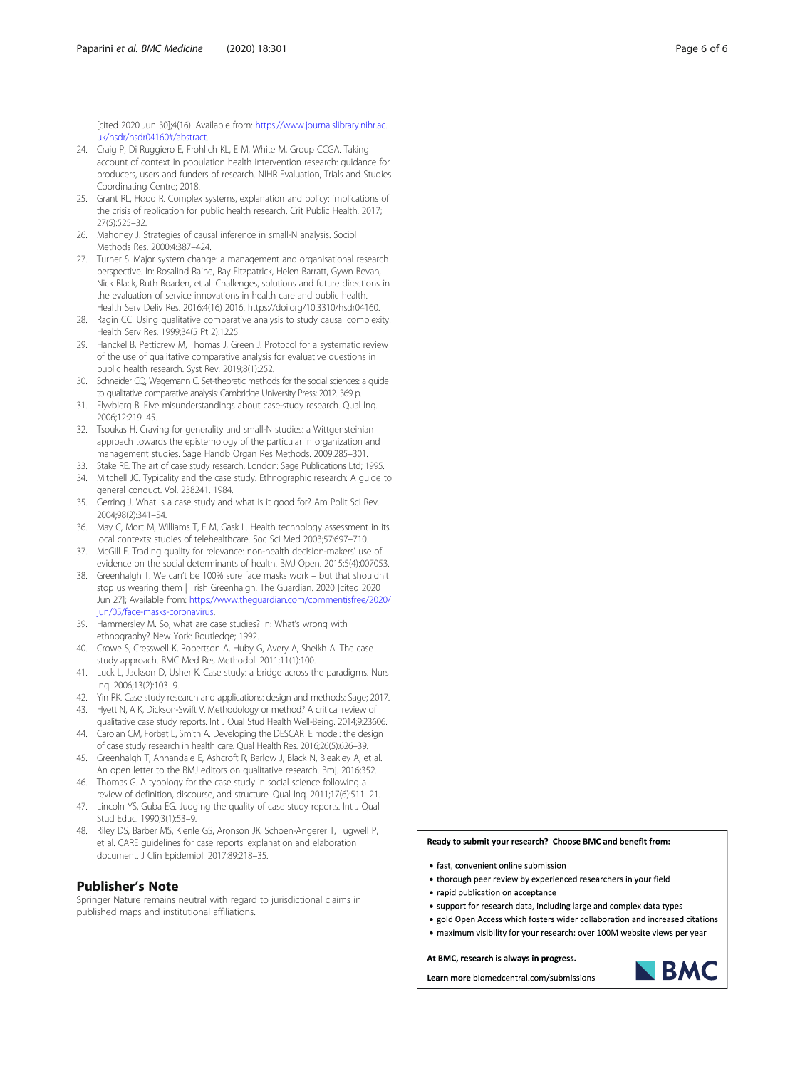[cited 2020 Jun 30];4(16). Available from: https://www.journalslibrary.nihr.ac.uk/hsdr/hsdr04160#/abstract.

24. Craig P, Di Ruggiero E, Frohlich KL, E M, White M, Group CCGA. Taking account of context in population health intervention research: guidance for producers, users and funders of research. NIHR Evaluation, Trials and Studies Coordinating Centre; 2018.
25. Grant RL, Hood R. Complex systems, explanation and policy: implications of the crisis of replication for public health research. Crit Public Health. 2017; 27(5):525–32.
26. Mahoney J. Strategies of causal inference in small-N analysis. Sociol Methods Res. 2000;4:387–424.
27. Turner S. Major system change: a management and organisational research perspective. In: Rosalind Raine, Ray Fitzpatrick, Helen Barratt, Gywn Bevan, Nick Black, Ruth Boaden, et al. Challenges, solutions and future directions in the evaluation of service innovations in health care and public health. Health Serv Deliv Res. 2016;4(16) 2016. https://doi.org/10.3310/hsdr04160.
28. Ragin CC. Using qualitative comparative analysis to study causal complexity. Health Serv Res. 1999;34(5 Pt 2):1225.
29. Hanckel B, Petticrew M, Thomas J, Green J. Protocol for a systematic review of the use of qualitative comparative analysis for evaluative questions in public health research. Syst Rev. 2019;8(1):252.
30. Schneider CQ, Wagemann C. Set-theoretic methods for the social sciences: a guide to qualitative comparative analysis: Cambridge University Press; 2012. 369 p.
31. Flyvbjerg B. Five misunderstandings about case-study research. Qual Inq. 2006;12:219–45.
32. Tsoukas H. Craving for generality and small-N studies: a Wittgensteinian approach towards the epistemology of the particular in organization and management studies. Sage Handb Organ Res Methods. 2009:285–301.
33. Stake RE. The art of case study research. London: Sage Publications Ltd; 1995.
34. Mitchell JC. Typicality and the case study. Ethnographic research: A guide to general conduct. Vol. 238241. 1984.
35. Gerring J. What is a case study and what is it good for? Am Polit Sci Rev. 2004;98(2):341–54.
36. May C, Mort M, Williams T, F M, Gask L. Health technology assessment in its local contexts: studies of telehealthcare. Soc Sci Med 2003;57:697–710.
37. McGill E. Trading quality for relevance: non-health decision-makers' use of evidence on the social determinants of health. BMJ Open. 2015;5(4):007053.
38. Greenhalgh T. We can't be 100% sure face masks work – but that shouldn't stop us wearing them | Trish Greenhalgh. The Guardian. 2020 [cited 2020 Jun 27]; Available from: https://www.theguardian.com/commentisfree/2020/jun/05/face-masks-coronavirus.
39. Hammersley M. So, what are case studies? In: What's wrong with ethnography? New York: Routledge; 1992.
40. Crowe S, Cresswell K, Robertson A, Huby G, Avery A, Sheikh A. The case study approach. BMC Med Res Methodol. 2011;11(1):100.
41. Luck L, Jackson D, Usher K. Case study: a bridge across the paradigms. Nurs Inq. 2006;13(2):103–9.
42. Yin RK. Case study research and applications: design and methods: Sage; 2017.
43. Hyett N, A K, Dickson-Swift V. Methodology or method? A critical review of qualitative case study reports. Int J Qual Stud Health Well-Being. 2014;9:23606.
44. Carolan CM, Forbat L, Smith A. Developing the DESCARTE model: the design of case study research in health care. Qual Health Res. 2016;26(5):626–39.
45. Greenhalgh T, Annandale E, Ashcroft R, Barlow J, Black N, Bleakley A, et al. An open letter to the BMJ editors on qualitative research. Bmj. 2016;352.
46. Thomas G. A typology for the case study in social science following a review of definition, discourse, and structure. Qual Inq. 2011;17(6):511–21.
47. Lincoln YS, Guba EG. Judging the quality of case study reports. Int J Qual Stud Educ. 1990;3(1):53–9.
48. Riley DS, Barber MS, Kienle GS, Aronson JK, Schoen-Angerer T, Tugwell P, et al. CARE guidelines for case reports: explanation and elaboration document. J Clin Epidemiol. 2017;89:218–35.

## Publisher's Note

Springer Nature remains neutral with regard to jurisdictional claims in published maps and institutional affiliations.

**Ready to submit your research? Choose BMC and benefit from:**

- fast, convenient online submission
- thorough peer review by experienced researchers in your field
- rapid publication on acceptance
- support for research data, including large and complex data types
- gold Open Access which fosters wider collaboration and increased citations
- maximum visibility for your research: over 100M website views per year

**At BMC, research is always in progress.**

**Learn more** biomedcentral.com/submissions

BMC